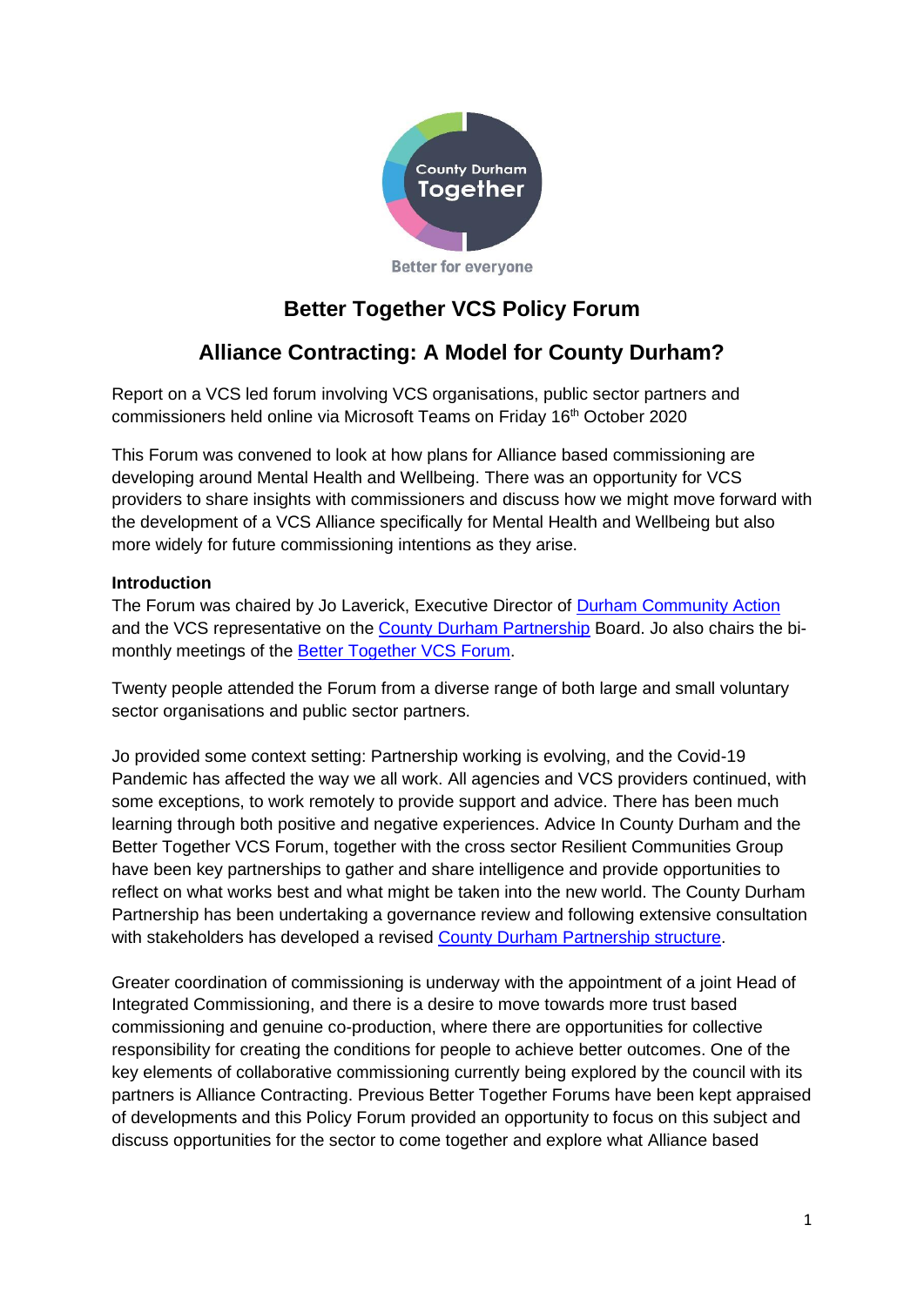County Durham Together

Better for everyone

# Better Together VCS Policy Forum

## Alliance Contracting: A Model for County Durham?

Report on a VCS led forum involving VCS organisations, public sector partners and commissioners held online via Microsoft Teams on Friday 16th October 2020

This Forum was convened to look at how plans for Alliance based commissioning are developing around Mental Health and Wellbeing. There was an opportunity for VCS providers to share insights with commissioners and discuss how we might move forward with the development of a VCS Alliance specifically for Mental Health and Wellbeing but also more widely for future commissioning intentions as they arise.

**Introduction**

The Forum was chaired by Jo Laverick, Executive Director of [Durham Community Action] and the VCS representative on the [County Durham Partnership] Board. Jo also chairs the bi-monthly meetings of the [Better Together VCS Forum].

Twenty people attended the Forum from a diverse range of both large and small voluntary sector organisations and public sector partners.

Jo provided some context setting: Partnership working is evolving, and the Covid-19 Pandemic has affected the way we all work. All agencies and VCS providers continued, with some exceptions, to work remotely to provide support and advice. There has been much learning through both positive and negative experiences. Advice In County Durham and the Better Together VCS Forum, together with the cross sector Resilient Communities Group have been key partnerships to gather and share intelligence and provide opportunities to reflect on what works best and what might be taken into the new world. The County Durham Partnership has been undertaking a governance review and following extensive consultation with stakeholders has developed a revised [County Durham Partnership structure].

Greater coordination of commissioning is underway with the appointment of a joint Head of Integrated Commissioning, and there is a desire to move towards more trust based commissioning and genuine co-production, where there are opportunities for collective responsibility for creating the conditions for people to achieve better outcomes. One of the key elements of collaborative commissioning currently being explored by the council with its partners is Alliance Contracting. Previous Better Together Forums have been kept appraised of developments and this Policy Forum provided an opportunity to focus on this subject and discuss opportunities for the sector to come together and explore what Alliance based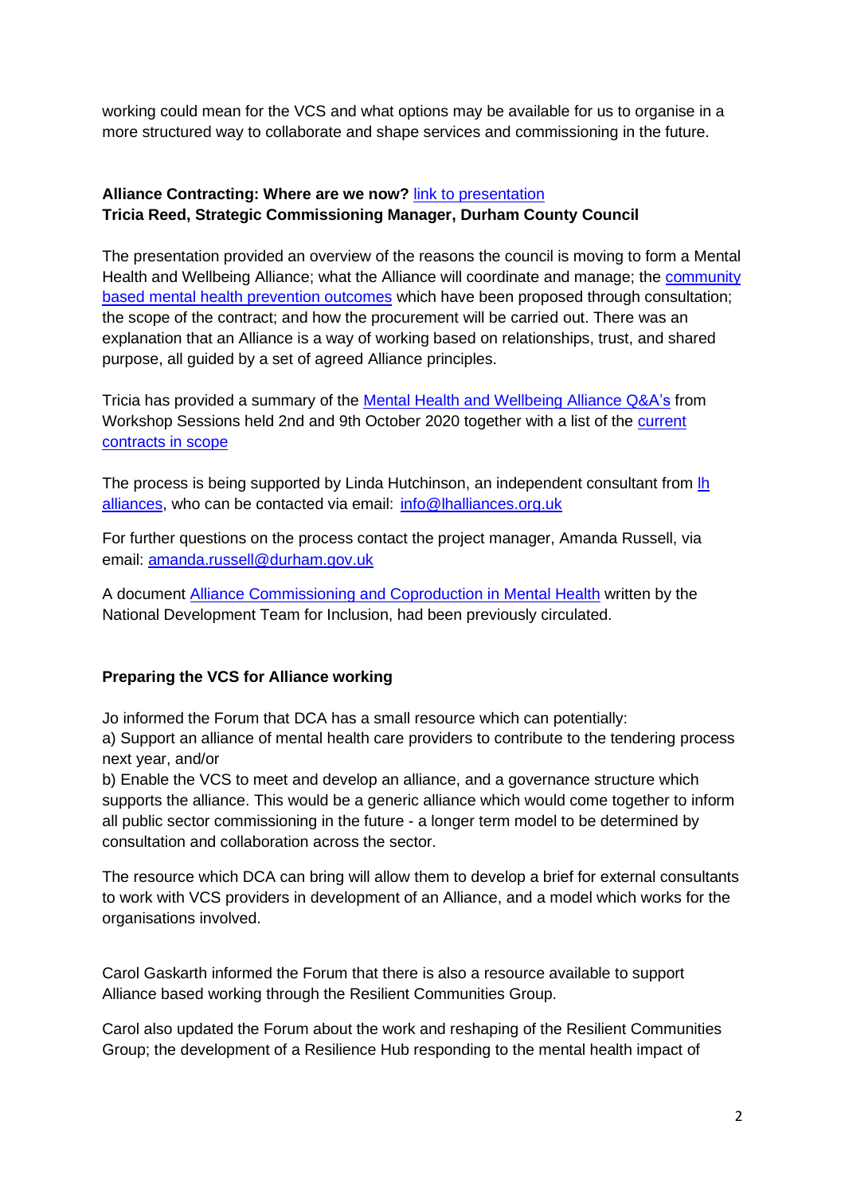working could mean for the VCS and what options may be available for us to organise in a more structured way to collaborate and shape services and commissioning in the future.

**Alliance Contracting: Where are we now?** link to presentation
**Tricia Reed, Strategic Commissioning Manager, Durham County Council**

The presentation provided an overview of the reasons the council is moving to form a Mental Health and Wellbeing Alliance; what the Alliance will coordinate and manage; the community based mental health prevention outcomes which have been proposed through consultation; the scope of the contract; and how the procurement will be carried out. There was an explanation that an Alliance is a way of working based on relationships, trust, and shared purpose, all guided by a set of agreed Alliance principles.

Tricia has provided a summary of the Mental Health and Wellbeing Alliance Q&A's from Workshop Sessions held 2nd and 9th October 2020 together with a list of the current contracts in scope

The process is being supported by Linda Hutchinson, an independent consultant from lh alliances, who can be contacted via email: info@lhalliances.org.uk

For further questions on the process contact the project manager, Amanda Russell, via email: amanda.russell@durham.gov.uk

A document Alliance Commissioning and Coproduction in Mental Health written by the National Development Team for Inclusion, had been previously circulated.

**Preparing the VCS for Alliance working**

Jo informed the Forum that DCA has a small resource which can potentially:
a) Support an alliance of mental health care providers to contribute to the tendering process next year, and/or
b) Enable the VCS to meet and develop an alliance, and a governance structure which supports the alliance. This would be a generic alliance which would come together to inform all public sector commissioning in the future - a longer term model to be determined by consultation and collaboration across the sector.

The resource which DCA can bring will allow them to develop a brief for external consultants to work with VCS providers in development of an Alliance, and a model which works for the organisations involved.

Carol Gaskarth informed the Forum that there is also a resource available to support Alliance based working through the Resilient Communities Group.

Carol also updated the Forum about the work and reshaping of the Resilient Communities Group; the development of a Resilience Hub responding to the mental health impact of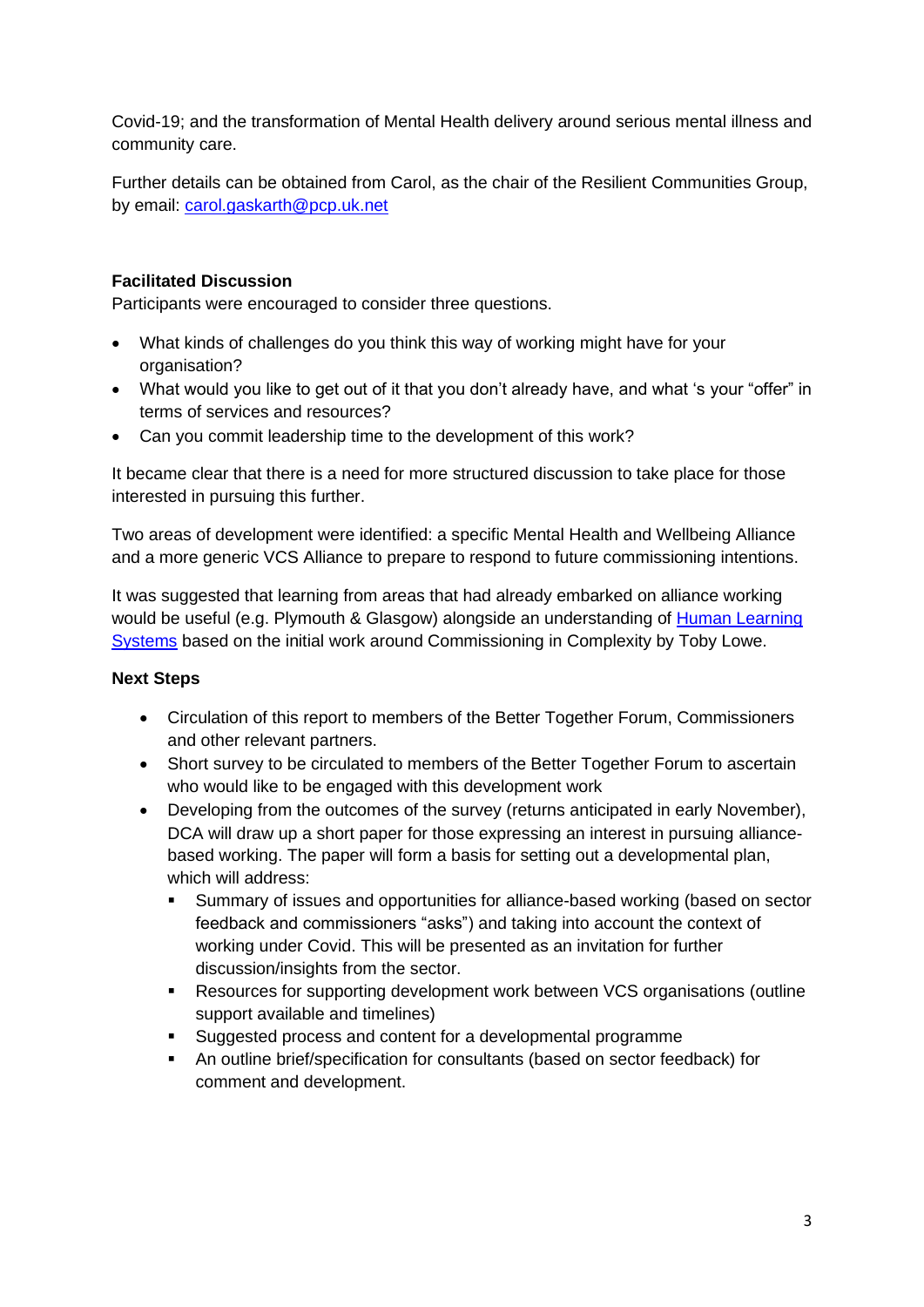Covid-19; and the transformation of Mental Health delivery around serious mental illness and community care.

Further details can be obtained from Carol, as the chair of the Resilient Communities Group, by email: [carol.gaskarth@pcp.uk.net](mailto:carol.gaskarth@pcp.uk.net)

**Facilitated Discussion**

Participants were encouraged to consider three questions.

- What kinds of challenges do you think this way of working might have for your organisation?
- What would you like to get out of it that you don't already have, and what 's your "offer" in terms of services and resources?
- Can you commit leadership time to the development of this work?

It became clear that there is a need for more structured discussion to take place for those interested in pursuing this further.

Two areas of development were identified: a specific Mental Health and Wellbeing Alliance and a more generic VCS Alliance to prepare to respond to future commissioning intentions.

It was suggested that learning from areas that had already embarked on alliance working would be useful (e.g. Plymouth & Glasgow) alongside an understanding of [Human Learning Systems]() based on the initial work around Commissioning in Complexity by Toby Lowe.

**Next Steps**

- Circulation of this report to members of the Better Together Forum, Commissioners and other relevant partners.
- Short survey to be circulated to members of the Better Together Forum to ascertain who would like to be engaged with this development work
- Developing from the outcomes of the survey (returns anticipated in early November), DCA will draw up a short paper for those expressing an interest in pursuing alliance-based working. The paper will form a basis for setting out a developmental plan, which will address:
  - Summary of issues and opportunities for alliance-based working (based on sector feedback and commissioners "asks") and taking into account the context of working under Covid. This will be presented as an invitation for further discussion/insights from the sector.
  - Resources for supporting development work between VCS organisations (outline support available and timelines)
  - Suggested process and content for a developmental programme
  - An outline brief/specification for consultants (based on sector feedback) for comment and development.